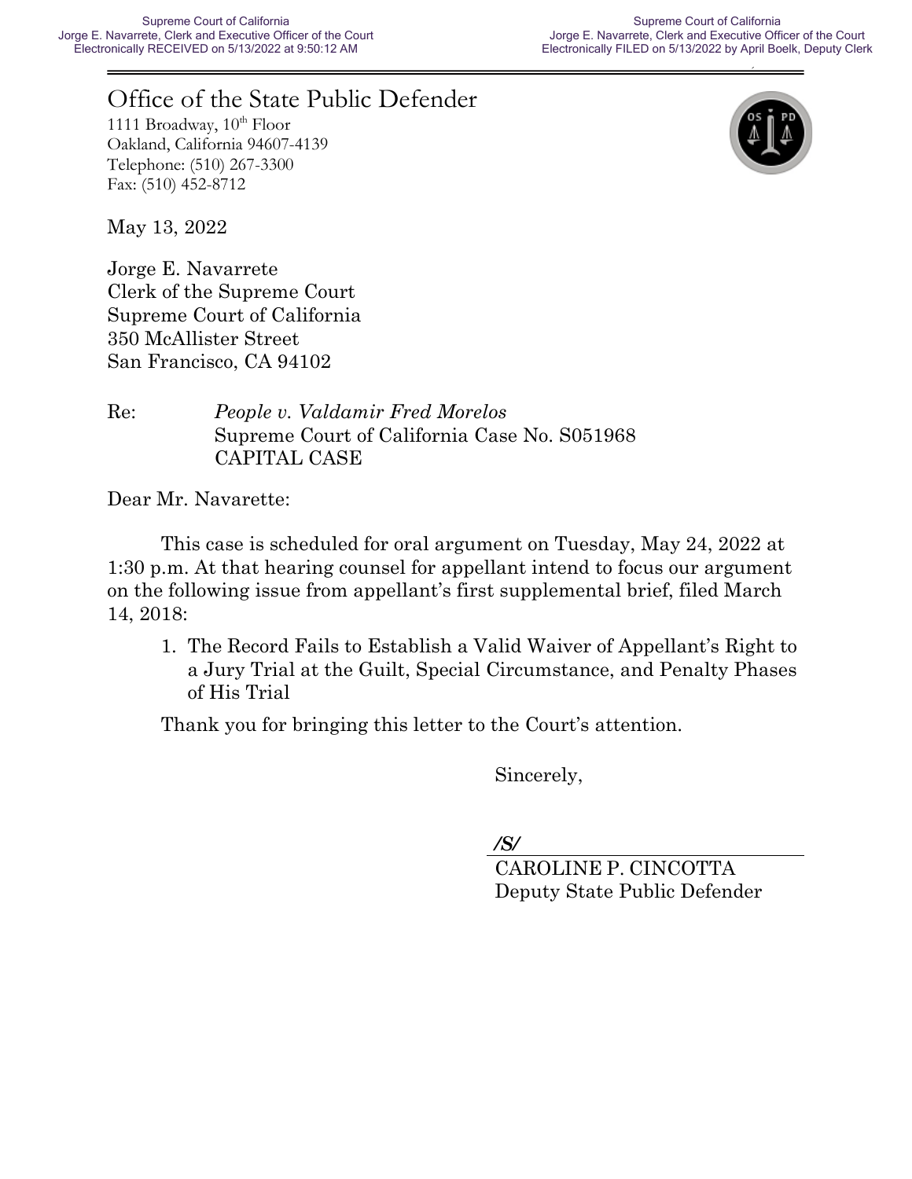Supreme Court of California
Jorge E. Navarrete, Clerk and Executive Officer of the Court
Electronically RECEIVED on 5/13/2022 at 9:50:12 AM

Supreme Court of California
Jorge E. Navarrete, Clerk and Executive Officer of the Court
Electronically FILED on 5/13/2022 by April Boelk, Deputy Clerk

# Office of the State Public Defender

1111 Broadway, 10th Floor
Oakland, California 94607-4139
Telephone: (510) 267-3300
Fax: (510) 452-8712

May 13, 2022

Jorge E. Navarrete
Clerk of the Supreme Court
Supreme Court of California
350 McAllister Street
San Francisco, CA 94102

Re: *People v. Valdamir Fred Morelos*
Supreme Court of California Case No. S051968
CAPITAL CASE

Dear Mr. Navarette:

This case is scheduled for oral argument on Tuesday, May 24, 2022 at 1:30 p.m. At that hearing counsel for appellant intend to focus our argument on the following issue from appellant's first supplemental brief, filed March 14, 2018:

1. The Record Fails to Establish a Valid Waiver of Appellant's Right to a Jury Trial at the Guilt, Special Circumstance, and Penalty Phases of His Trial

Thank you for bringing this letter to the Court's attention.

Sincerely,

***/S/***

CAROLINE P. CINCOTTA
Deputy State Public Defender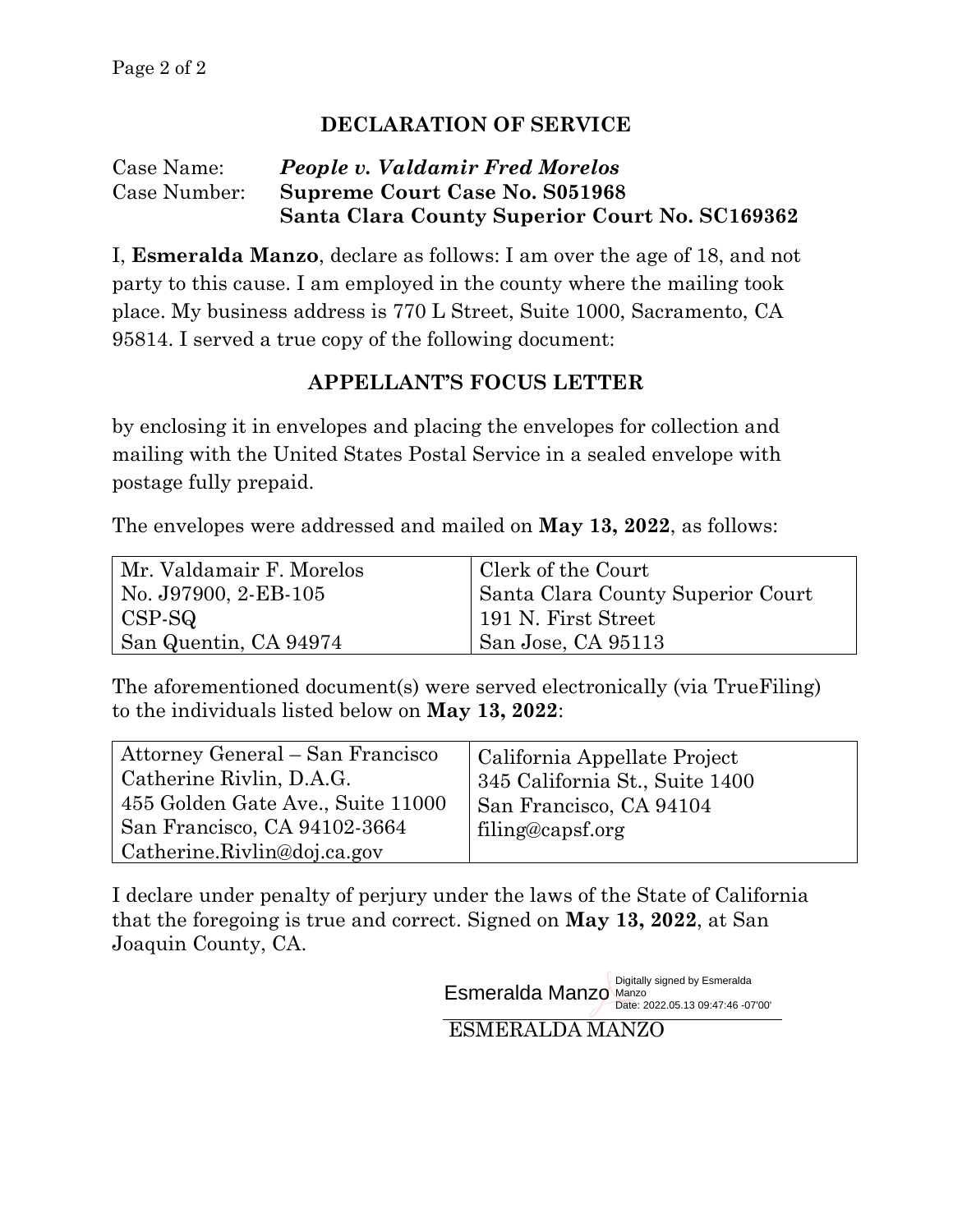## DECLARATION OF SERVICE

Case Name: ***People v. Valdamir Fred Morelos***
Case Number: **Supreme Court Case No. S051968**
**Santa Clara County Superior Court No. SC169362**

I, **Esmeralda Manzo**, declare as follows: I am over the age of 18, and not party to this cause. I am employed in the county where the mailing took place. My business address is 770 L Street, Suite 1000, Sacramento, CA 95814. I served a true copy of the following document:

## APPELLANT'S FOCUS LETTER

by enclosing it in envelopes and placing the envelopes for collection and mailing with the United States Postal Service in a sealed envelope with postage fully prepaid.

The envelopes were addressed and mailed on **May 13, 2022**, as follows:

| | |
|---|---|
| Mr. Valdamair F. Morelos<br>No. J97900, 2-EB-105<br>CSP-SQ<br>San Quentin, CA 94974 | Clerk of the Court<br>Santa Clara County Superior Court<br>191 N. First Street<br>San Jose, CA 95113 |

The aforementioned document(s) were served electronically (via TrueFiling) to the individuals listed below on **May 13, 2022**:

| | |
|---|---|
| Attorney General – San Francisco<br>Catherine Rivlin, D.A.G.<br>455 Golden Gate Ave., Suite 11000<br>San Francisco, CA 94102-3664<br>Catherine.Rivlin@doj.ca.gov | California Appellate Project<br>345 California St., Suite 1400<br>San Francisco, CA 94104<br>filing@capsf.org |

I declare under penalty of perjury under the laws of the State of California that the foregoing is true and correct. Signed on **May 13, 2022**, at San Joaquin County, CA.

Esmeralda Manzo
Digitally signed by Esmeralda Manzo
Date: 2022.05.13 09:47:46 -07'00'

ESMERALDA MANZO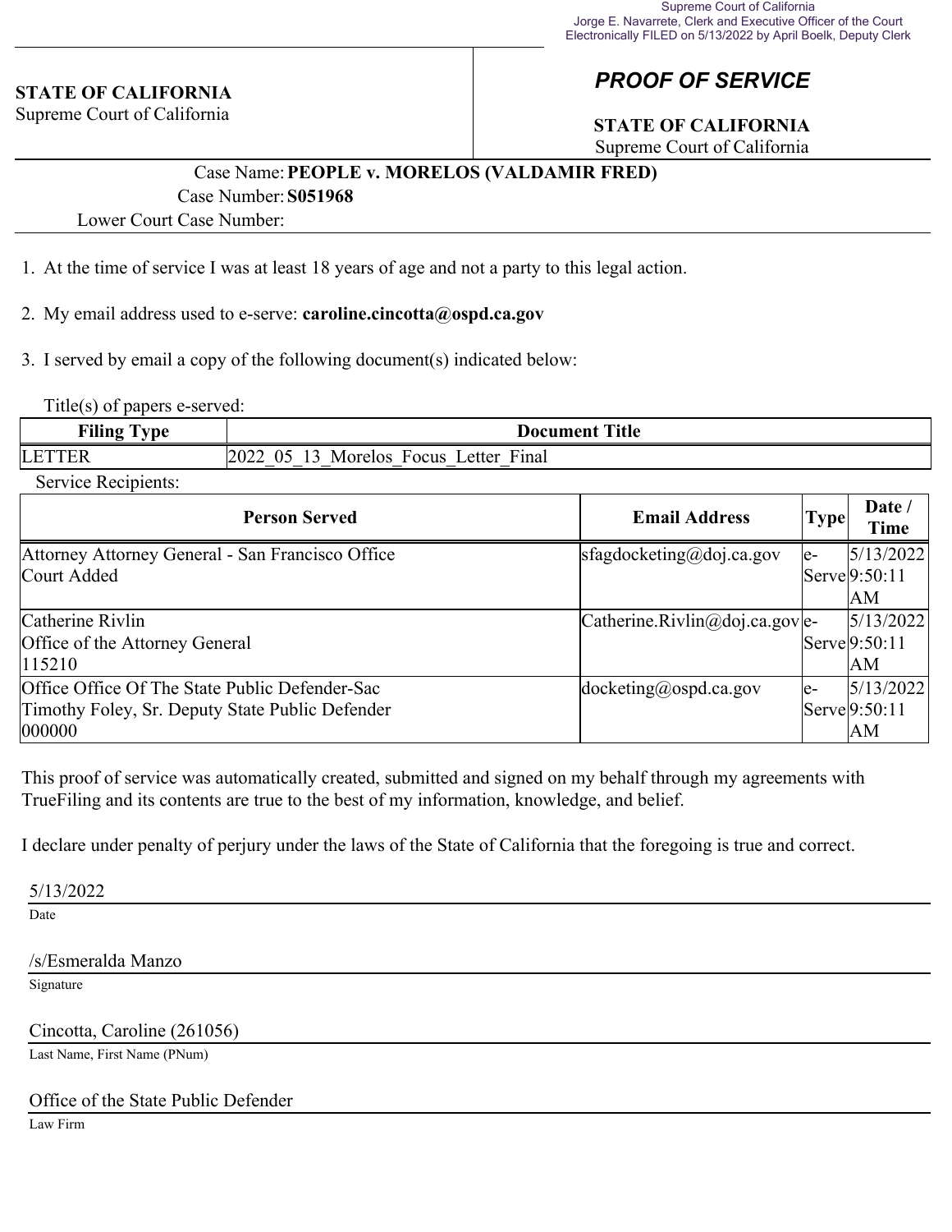Supreme Court of California
Jorge E. Navarrete, Clerk and Executive Officer of the Court
Electronically FILED on 5/13/2022 by April Boelk, Deputy Clerk

**STATE OF CALIFORNIA**
Supreme Court of California

## *PROOF OF SERVICE*

**STATE OF CALIFORNIA**
Supreme Court of California

Case Name: **PEOPLE v. MORELOS (VALDAMIR FRED)**
Case Number: **S051968**
Lower Court Case Number:

1. At the time of service I was at least 18 years of age and not a party to this legal action.

2. My email address used to e-serve: **caroline.cincotta@ospd.ca.gov**

3. I served by email a copy of the following document(s) indicated below:

Title(s) of papers e-served:

| Filing Type | Document Title |
| --- | --- |
| LETTER | 2022_05_13_Morelos_Focus_Letter_Final |

Service Recipients:

| Person Served | Email Address | Type | Date / Time |
| --- | --- | --- | --- |
| Attorney Attorney General - San Francisco Office<br>Court Added | sfagdocketing@doj.ca.gov | e-Serve | 5/13/2022 9:50:11 AM |
| Catherine Rivlin<br>Office of the Attorney General<br>115210 | Catherine.Rivlin@doj.ca.gov | e-Serve | 5/13/2022 9:50:11 AM |
| Office Office Of The State Public Defender-Sac<br>Timothy Foley, Sr. Deputy State Public Defender<br>000000 | docketing@ospd.ca.gov | e-Serve | 5/13/2022 9:50:11 AM |

This proof of service was automatically created, submitted and signed on my behalf through my agreements with TrueFiling and its contents are true to the best of my information, knowledge, and belief.

I declare under penalty of perjury under the laws of the State of California that the foregoing is true and correct.

5/13/2022
Date

/s/Esmeralda Manzo
Signature

Cincotta, Caroline (261056)
Last Name, First Name (PNum)

Office of the State Public Defender
Law Firm